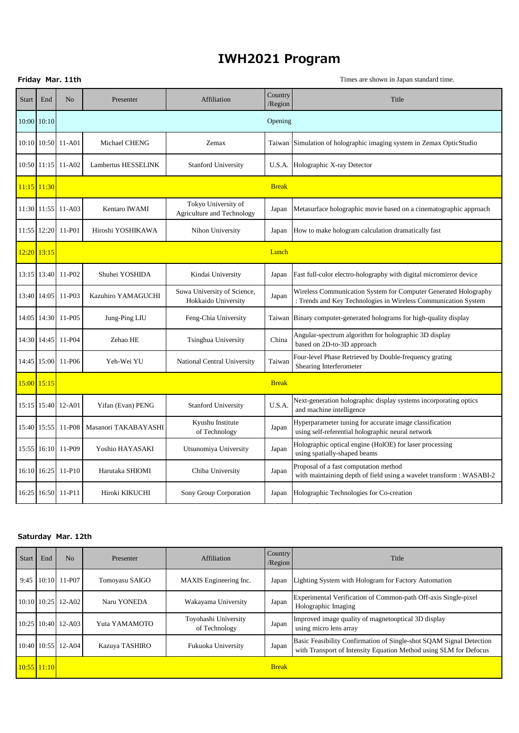# IWH2021 Program

**Friday Mar. 11th**

Times are shown in Japan standard time.

| Start | End | No | Presenter | Affiliation | Country /Region | Title |
|---|---|---|---|---|---|---|
| 10:00 | 10:10 | | | Opening | | |
| 10:10 | 10:50 | 11-A01 | Michael CHENG | Zemax | Taiwan | Simulation of holographic imaging system in Zemax OpticStudio |
| 10:50 | 11:15 | 11-A02 | Lambertus HESSELINK | Stanford University | U.S.A. | Holographic X-ray Detector |
| 11:15 | 11:30 | | | Break | | |
| 11:30 | 11:55 | 11-A03 | Kentaro IWAMI | Tokyo University of Agriculture and Technology | Japan | Metasurface holographic movie based on a cinematographic approach |
| 11:55 | 12:20 | 11-P01 | Hiroshi YOSHIKAWA | Nihon University | Japan | How to make hologram calculation dramatically fast |
| 12:20 | 13:15 | | | Lunch | | |
| 13:15 | 13:40 | 11-P02 | Shuhei YOSHIDA | Kindai University | Japan | Fast full-color electro-holography with digital micromirror device |
| 13:40 | 14:05 | 11-P03 | Kazuhiro YAMAGUCHI | Suwa University of Science, Hokkaido University | Japan | Wireless Communication System for Computer Generated Holography : Trends and Key Technologies in Wireless Communication System |
| 14:05 | 14:30 | 11-P05 | Jung-Ping LIU | Feng-Chia University | Taiwan | Binary computer-generated holograms for high-quality display |
| 14:30 | 14:45 | 11-P04 | Zehao HE | Tsinghua University | China | Angular-spectrum algorithm for holographic 3D display based on 2D-to-3D approach |
| 14:45 | 15:00 | 11-P06 | Yeh-Wei YU | National Central University | Taiwan | Four-level Phase Retrieved by Double-frequency grating Shearing Interferometer |
| 15:00 | 15:15 | | | Break | | |
| 15:15 | 15:40 | 12-A01 | Yifan (Evan) PENG | Stanford University | U.S.A. | Next-generation holographic display systems incorporating optics and machine intelligence |
| 15:40 | 15:55 | 11-P08 | Masanori TAKABAYASHI | Kyushu Institute of Technology | Japan | Hyperparameter tuning for accurate image classification using self-referential holographic neural network |
| 15:55 | 16:10 | 11-P09 | Yoshio HAYASAKI | Utsunomiya University | Japan | Holographic optical engine (HolOE) for laser processing using spatially-shaped beams |
| 16:10 | 16:25 | 11-P10 | Harutaka SHIOMI | Chiba University | Japan | Proposal of a fast computation method with maintaining depth of field using a wavelet transform : WASABI-2 |
| 16:25 | 16:50 | 11-P11 | Hiroki KIKUCHI | Sony Group Corporation | Japan | Holographic Technologies for Co-creation |

**Saturday Mar. 12th**

| Start | End | No | Presenter | Affiliation | Country /Region | Title |
|---|---|---|---|---|---|---|
| 9:45 | 10:10 | 11-P07 | Tomoyasu SAIGO | MAXIS Engineering Inc. | Japan | Lighting System with Hologram for Factory Automation |
| 10:10 | 10:25 | 12-A02 | Naru YONEDA | Wakayama University | Japan | Experimental Verification of Common-path Off-axis Single-pixel Holographic Imaging |
| 10:25 | 10:40 | 12-A03 | Yuta YAMAMOTO | Toyohashi University of Technology | Japan | Improved image quality of magnetooptical 3D display using micro lens array |
| 10:40 | 10:55 | 12-A04 | Kazuya TASHIRO | Fukuoka University | Japan | Basic Feasibility Confirmation of Single-shot SQAM Signal Detection with Transport of Intensity Equation Method using SLM for Defocus |
| 10:55 | 11:10 | | | Break | | |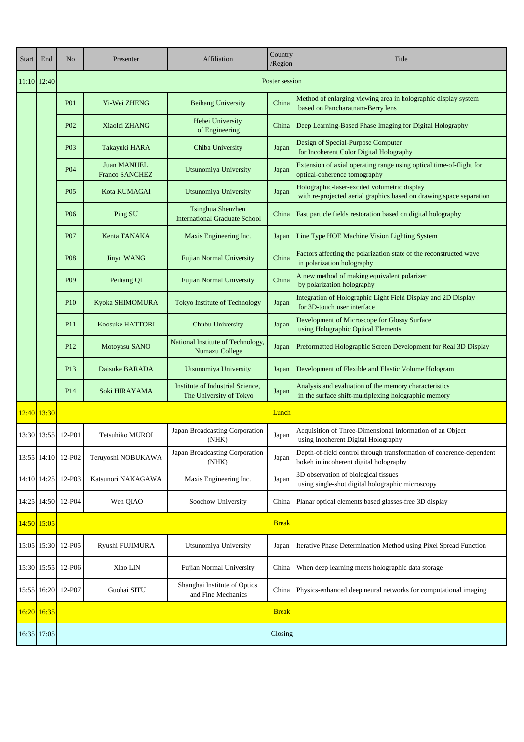| Start | End | No | Presenter | Affiliation | Country /Region | Title |
|---|---|---|---|---|---|---|
| 11:10 | 12:40 | Poster session | | | | |
| | | P01 | Yi-Wei ZHENG | Beihang University | China | Method of enlarging viewing area in holographic display system based on Pancharatnam-Berry lens |
| | | P02 | Xiaolei ZHANG | Hebei University of Engineering | China | Deep Learning-Based Phase Imaging for Digital Holography |
| | | P03 | Takayuki HARA | Chiba University | Japan | Design of Special-Purpose Computer for Incoherent Color Digital Holography |
| | | P04 | Juan MANUEL Franco SANCHEZ | Utsunomiya University | Japan | Extension of axial operating range using optical time-of-flight for optical-coherence tomography |
| | | P05 | Kota KUMAGAI | Utsunomiya University | Japan | Holographic-laser-excited volumetric display with re-projected aerial graphics based on drawing space separation |
| | | P06 | Ping SU | Tsinghua Shenzhen International Graduate School | China | Fast particle fields restoration based on digital holography |
| | | P07 | Kenta TANAKA | Maxis Engineering Inc. | Japan | Line Type HOE Machine Vision Lighting System |
| | | P08 | Jinyu WANG | Fujian Normal University | China | Factors affecting the polarization state of the reconstructed wave in polarization holography |
| | | P09 | Peiliang QI | Fujian Normal University | China | A new method of making equivalent polarizer by polarization holography |
| | | P10 | Kyoka SHIMOMURA | Tokyo Institute of Technology | Japan | Integration of Holographic Light Field Display and 2D Display for 3D-touch user interface |
| | | P11 | Koosuke HATTORI | Chubu University | Japan | Development of Microscope for Glossy Surface using Holographic Optical Elements |
| | | P12 | Motoyasu SANO | National Institute of Technology, Numazu College | Japan | Preformatted Holographic Screen Development for Real 3D Display |
| | | P13 | Daisuke BARADA | Utsunomiya University | Japan | Development of Flexible and Elastic Volume Hologram |
| | | P14 | Soki HIRAYAMA | Institute of Industrial Science, The University of Tokyo | Japan | Analysis and evaluation of the memory characteristics in the surface shift-multiplexing holographic memory |
| 12:40 | 13:30 | Lunch | | | | |
| 13:30 | 13:55 | 12-P01 | Tetsuhiko MUROI | Japan Broadcasting Corporation (NHK) | Japan | Acquisition of Three-Dimensional Information of an Object using Incoherent Digital Holography |
| 13:55 | 14:10 | 12-P02 | Teruyoshi NOBUKAWA | Japan Broadcasting Corporation (NHK) | Japan | Depth-of-field control through transformation of coherence-dependent bokeh in incoherent digital holography |
| 14:10 | 14:25 | 12-P03 | Katsunori NAKAGAWA | Maxis Engineering Inc. | Japan | 3D observation of biological tissues using single-shot digital holographic microscopy |
| 14:25 | 14:50 | 12-P04 | Wen QIAO | Soochow University | China | Planar optical elements based glasses-free 3D display |
| 14:50 | 15:05 | Break | | | | |
| 15:05 | 15:30 | 12-P05 | Ryushi FUJIMURA | Utsunomiya University | Japan | Iterative Phase Determination Method using Pixel Spread Function |
| 15:30 | 15:55 | 12-P06 | Xiao LIN | Fujian Normal University | China | When deep learning meets holographic data storage |
| 15:55 | 16:20 | 12-P07 | Guohai SITU | Shanghai Institute of Optics and Fine Mechanics | China | Physics-enhanced deep neural networks for computational imaging |
| 16:20 | 16:35 | Break | | | | |
| 16:35 | 17:05 | Closing | | | | |